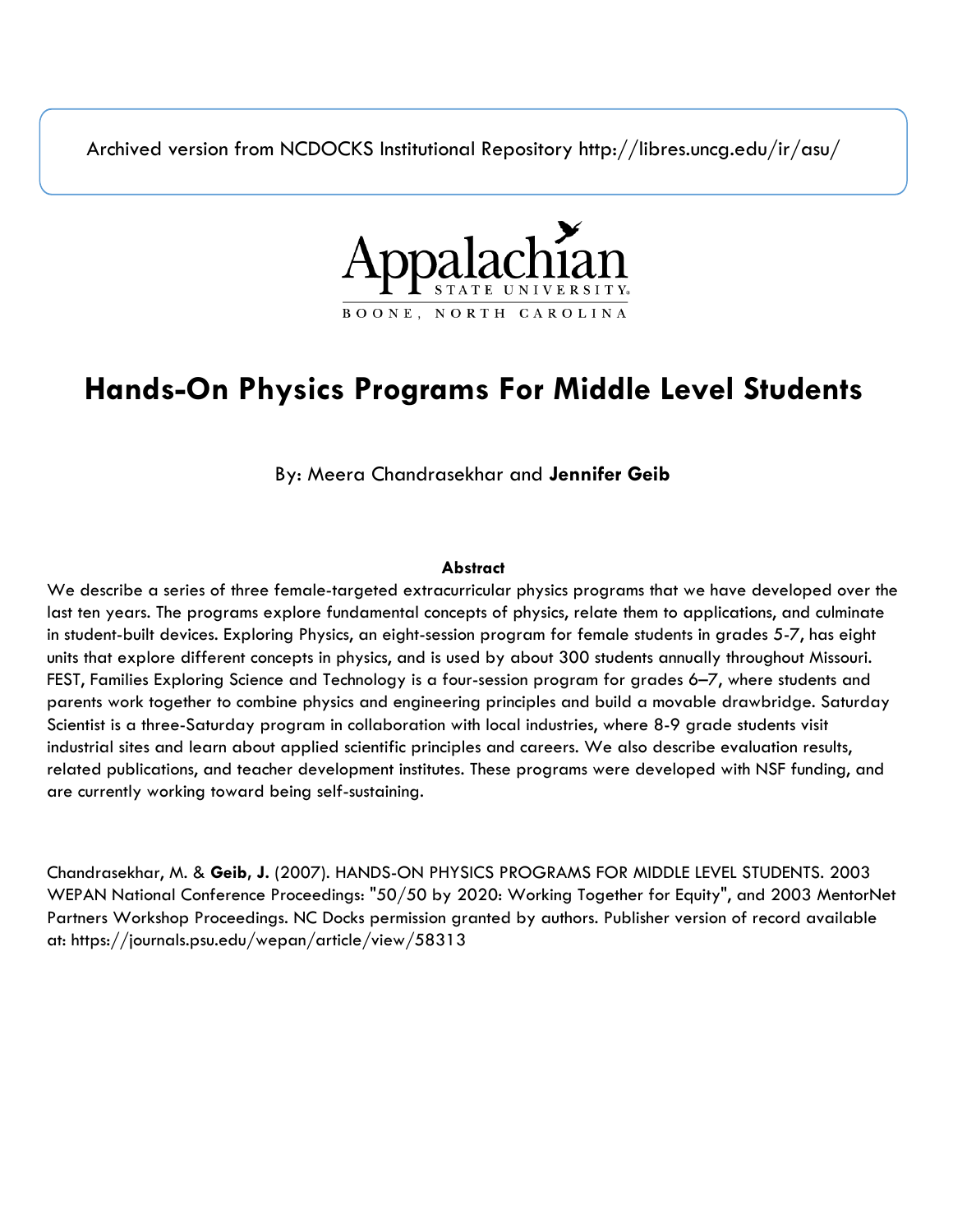Archived version from NCDOCKS Institutional Repository http://libres.uncg.edu/ir/asu/

Appalachian State University
BOONE, NORTH CAROLINA

# Hands-On Physics Programs For Middle Level Students

By: Meera Chandrasekhar and **Jennifer Geib**

**Abstract**

We describe a series of three female-targeted extracurricular physics programs that we have developed over the last ten years. The programs explore fundamental concepts of physics, relate them to applications, and culminate in student-built devices. Exploring Physics, an eight-session program for female students in grades 5-7, has eight units that explore different concepts in physics, and is used by about 300 students annually throughout Missouri. FEST, Families Exploring Science and Technology is a four-session program for grades 6–7, where students and parents work together to combine physics and engineering principles and build a movable drawbridge. Saturday Scientist is a three-Saturday program in collaboration with local industries, where 8-9 grade students visit industrial sites and learn about applied scientific principles and careers. We also describe evaluation results, related publications, and teacher development institutes. These programs were developed with NSF funding, and are currently working toward being self-sustaining.

Chandrasekhar, M. & **Geib, J.** (2007). HANDS-ON PHYSICS PROGRAMS FOR MIDDLE LEVEL STUDENTS. 2003 WEPAN National Conference Proceedings: "50/50 by 2020: Working Together for Equity", and 2003 MentorNet Partners Workshop Proceedings. NC Docks permission granted by authors. Publisher version of record available at: https://journals.psu.edu/wepan/article/view/58313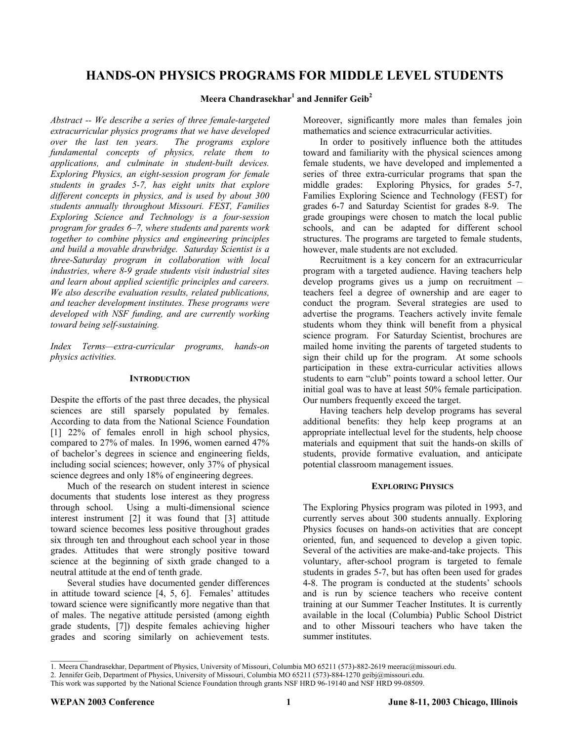# HANDS-ON PHYSICS PROGRAMS FOR MIDDLE LEVEL STUDENTS

**Meera Chandrasekhar[1] and Jennifer Geib[2]**

*Abstract -- We describe a series of three female-targeted extracurricular physics programs that we have developed over the last ten years. The programs explore fundamental concepts of physics, relate them to applications, and culminate in student-built devices. Exploring Physics, an eight-session program for female students in grades 5-7, has eight units that explore different concepts in physics, and is used by about 300 students annually throughout Missouri. FEST, Families Exploring Science and Technology is a four-session program for grades 6–7, where students and parents work together to combine physics and engineering principles and build a movable drawbridge. Saturday Scientist is a three-Saturday program in collaboration with local industries, where 8-9 grade students visit industrial sites and learn about applied scientific principles and careers. We also describe evaluation results, related publications, and teacher development institutes. These programs were developed with NSF funding, and are currently working toward being self-sustaining.*

*Index Terms—extra-curricular programs, hands-on physics activities.*

## INTRODUCTION

Despite the efforts of the past three decades, the physical sciences are still sparsely populated by females. According to data from the National Science Foundation [1] 22% of females enroll in high school physics, compared to 27% of males. In 1996, women earned 47% of bachelor's degrees in science and engineering fields, including social sciences; however, only 37% of physical science degrees and only 18% of engineering degrees.

Much of the research on student interest in science documents that students lose interest as they progress through school. Using a multi-dimensional science interest instrument [2] it was found that [3] attitude toward science becomes less positive throughout grades six through ten and throughout each school year in those grades. Attitudes that were strongly positive toward science at the beginning of sixth grade changed to a neutral attitude at the end of tenth grade.

Several studies have documented gender differences in attitude toward science [4, 5, 6]. Females' attitudes toward science were significantly more negative than that of males. The negative attitude persisted (among eighth grade students, [7]) despite females achieving higher grades and scoring similarly on achievement tests. Moreover, significantly more males than females join mathematics and science extracurricular activities.

In order to positively influence both the attitudes toward and familiarity with the physical sciences among female students, we have developed and implemented a series of three extra-curricular programs that span the middle grades: Exploring Physics, for grades 5-7, Families Exploring Science and Technology (FEST) for grades 6-7 and Saturday Scientist for grades 8-9. The grade groupings were chosen to match the local public schools, and can be adapted for different school structures. The programs are targeted to female students, however, male students are not excluded.

Recruitment is a key concern for an extracurricular program with a targeted audience. Having teachers help develop programs gives us a jump on recruitment – teachers feel a degree of ownership and are eager to conduct the program. Several strategies are used to advertise the programs. Teachers actively invite female students whom they think will benefit from a physical science program. For Saturday Scientist, brochures are mailed home inviting the parents of targeted students to sign their child up for the program. At some schools participation in these extra-curricular activities allows students to earn "club" points toward a school letter. Our initial goal was to have at least 50% female participation. Our numbers frequently exceed the target.

Having teachers help develop programs has several additional benefits: they help keep programs at an appropriate intellectual level for the students, help choose materials and equipment that suit the hands-on skills of students, provide formative evaluation, and anticipate potential classroom management issues.

## EXPLORING PHYSICS

The Exploring Physics program was piloted in 1993, and currently serves about 300 students annually. Exploring Physics focuses on hands-on activities that are concept oriented, fun, and sequenced to develop a given topic. Several of the activities are make-and-take projects. This voluntary, after-school program is targeted to female students in grades 5-7, but has often been used for grades 4-8. The program is conducted at the students' schools and is run by science teachers who receive content training at our Summer Teacher Institutes. It is currently available in the local (Columbia) Public School District and to other Missouri teachers who have taken the summer institutes.

1. Meera Chandrasekhar, Department of Physics, University of Missouri, Columbia MO 65211 (573)-882-2619 meerac@missouri.edu.
2. Jennifer Geib, Department of Physics, University of Missouri, Columbia MO 65211 (573)-884-1270 geibj@missouri.edu.
This work was supported by the National Science Foundation through grants NSF HRD 96-19140 and NSF HRD 99-08509.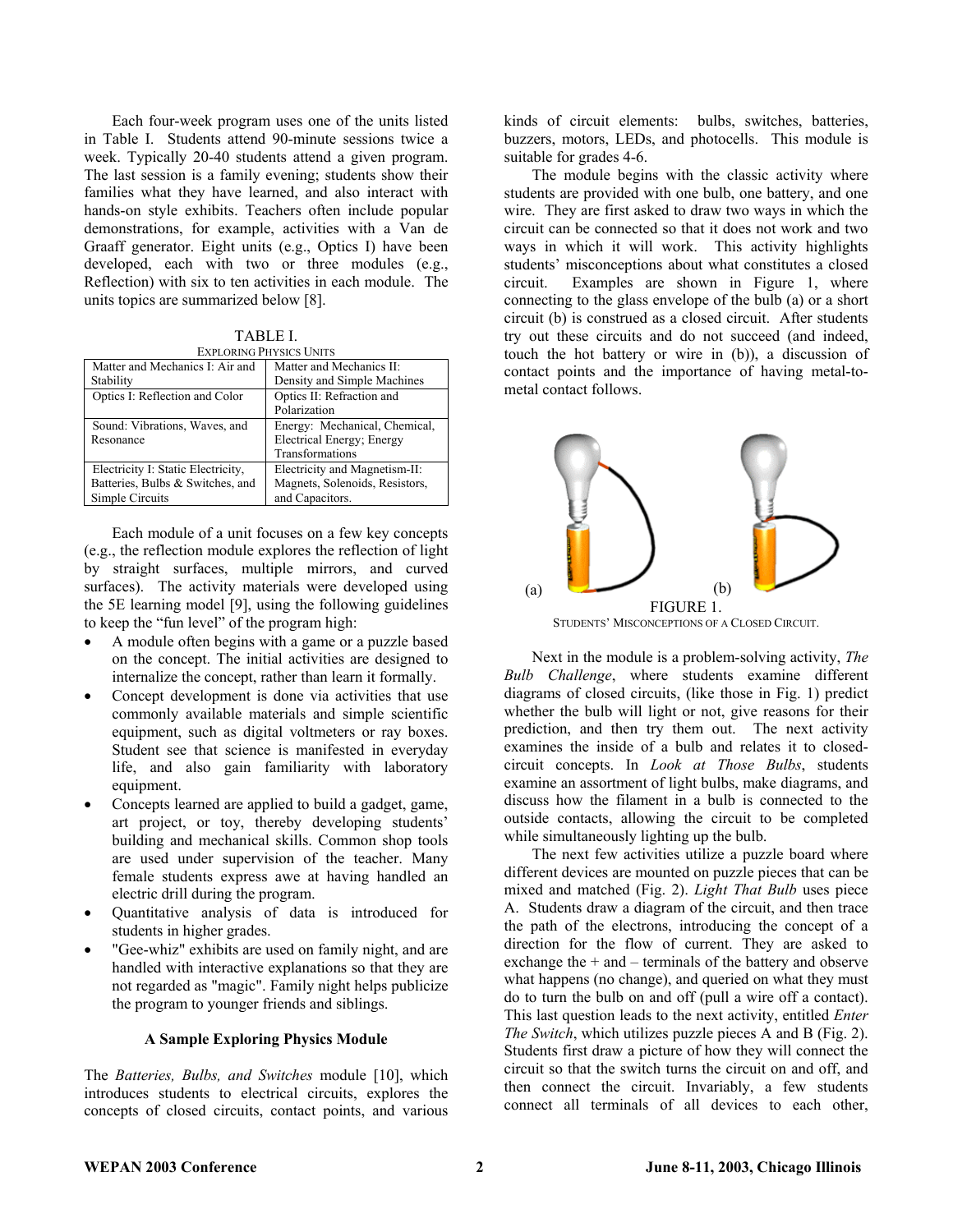Each four-week program uses one of the units listed in Table I. Students attend 90-minute sessions twice a week. Typically 20-40 students attend a given program. The last session is a family evening; students show their families what they have learned, and also interact with hands-on style exhibits. Teachers often include popular demonstrations, for example, activities with a Van de Graaff generator. Eight units (e.g., Optics I) have been developed, each with two or three modules (e.g., Reflection) with six to ten activities in each module. The units topics are summarized below [8].

TABLE I.
EXPLORING PHYSICS UNITS

| | |
|---|---|
| Matter and Mechanics I: Air and Stability | Matter and Mechanics II: Density and Simple Machines |
| Optics I: Reflection and Color | Optics II: Refraction and Polarization |
| Sound: Vibrations, Waves, and Resonance | Energy: Mechanical, Chemical, Electrical Energy; Energy Transformations |
| Electricity I: Static Electricity, Batteries, Bulbs & Switches, and Simple Circuits | Electricity and Magnetism-II: Magnets, Solenoids, Resistors, and Capacitors. |

Each module of a unit focuses on a few key concepts (e.g., the reflection module explores the reflection of light by straight surfaces, multiple mirrors, and curved surfaces). The activity materials were developed using the 5E learning model [9], using the following guidelines to keep the "fun level" of the program high:

- A module often begins with a game or a puzzle based on the concept. The initial activities are designed to internalize the concept, rather than learn it formally.
- Concept development is done via activities that use commonly available materials and simple scientific equipment, such as digital voltmeters or ray boxes. Student see that science is manifested in everyday life, and also gain familiarity with laboratory equipment.
- Concepts learned are applied to build a gadget, game, art project, or toy, thereby developing students' building and mechanical skills. Common shop tools are used under supervision of the teacher. Many female students express awe at having handled an electric drill during the program.
- Quantitative analysis of data is introduced for students in higher grades.
- "Gee-whiz" exhibits are used on family night, and are handled with interactive explanations so that they are not regarded as "magic". Family night helps publicize the program to younger friends and siblings.

### A Sample Exploring Physics Module

The *Batteries, Bulbs, and Switches* module [10], which introduces students to electrical circuits, explores the concepts of closed circuits, contact points, and various kinds of circuit elements: bulbs, switches, batteries, buzzers, motors, LEDs, and photocells. This module is suitable for grades 4-6.

The module begins with the classic activity where students are provided with one bulb, one battery, and one wire. They are first asked to draw two ways in which the circuit can be connected so that it does not work and two ways in which it will work. This activity highlights students' misconceptions about what constitutes a closed circuit. Examples are shown in Figure 1, where connecting to the glass envelope of the bulb (a) or a short circuit (b) is construed as a closed circuit. After students try out these circuits and do not succeed (and indeed, touch the hot battery or wire in (b)), a discussion of contact points and the importance of having metal-to-metal contact follows.

(a) (b)

FIGURE 1.
STUDENTS' MISCONCEPTIONS OF A CLOSED CIRCUIT.

Next in the module is a problem-solving activity, *The Bulb Challenge*, where students examine different diagrams of closed circuits, (like those in Fig. 1) predict whether the bulb will light or not, give reasons for their prediction, and then try them out. The next activity examines the inside of a bulb and relates it to closed-circuit concepts. In *Look at Those Bulbs*, students examine an assortment of light bulbs, make diagrams, and discuss how the filament in a bulb is connected to the outside contacts, allowing the circuit to be completed while simultaneously lighting up the bulb.

The next few activities utilize a puzzle board where different devices are mounted on puzzle pieces that can be mixed and matched (Fig. 2). *Light That Bulb* uses piece A. Students draw a diagram of the circuit, and then trace the path of the electrons, introducing the concept of a direction for the flow of current. They are asked to exchange the + and – terminals of the battery and observe what happens (no change), and queried on what they must do to turn the bulb on and off (pull a wire off a contact). This last question leads to the next activity, entitled *Enter The Switch*, which utilizes puzzle pieces A and B (Fig. 2). Students first draw a picture of how they will connect the circuit so that the switch turns the circuit on and off, and then connect the circuit. Invariably, a few students connect all terminals of all devices to each other,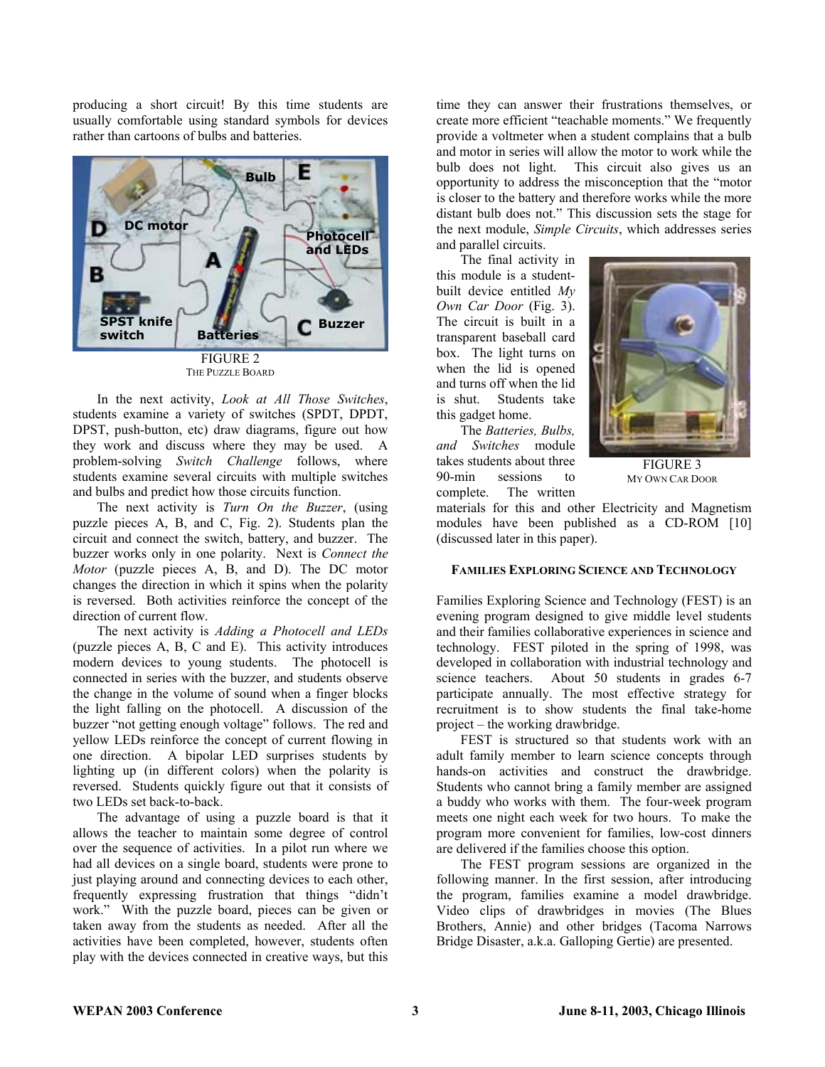producing a short circuit! By this time students are usually comfortable using standard symbols for devices rather than cartoons of bulbs and batteries.

FIGURE 2
THE PUZZLE BOARD

In the next activity, *Look at All Those Switches*, students examine a variety of switches (SPDT, DPDT, DPST, push-button, etc) draw diagrams, figure out how they work and discuss where they may be used. A problem-solving *Switch Challenge* follows, where students examine several circuits with multiple switches and bulbs and predict how those circuits function.

The next activity is *Turn On the Buzzer*, (using puzzle pieces A, B, and C, Fig. 2). Students plan the circuit and connect the switch, battery, and buzzer. The buzzer works only in one polarity. Next is *Connect the Motor* (puzzle pieces A, B, and D). The DC motor changes the direction in which it spins when the polarity is reversed. Both activities reinforce the concept of the direction of current flow.

The next activity is *Adding a Photocell and LEDs* (puzzle pieces A, B, C and E). This activity introduces modern devices to young students. The photocell is connected in series with the buzzer, and students observe the change in the volume of sound when a finger blocks the light falling on the photocell. A discussion of the buzzer "not getting enough voltage" follows. The red and yellow LEDs reinforce the concept of current flowing in one direction. A bipolar LED surprises students by lighting up (in different colors) when the polarity is reversed. Students quickly figure out that it consists of two LEDs set back-to-back.

The advantage of using a puzzle board is that it allows the teacher to maintain some degree of control over the sequence of activities. In a pilot run where we had all devices on a single board, students were prone to just playing around and connecting devices to each other, frequently expressing frustration that things "didn't work." With the puzzle board, pieces can be given or taken away from the students as needed. After all the activities have been completed, however, students often play with the devices connected in creative ways, but this time they can answer their frustrations themselves, or create more efficient "teachable moments." We frequently provide a voltmeter when a student complains that a bulb and motor in series will allow the motor to work while the bulb does not light. This circuit also gives us an opportunity to address the misconception that the "motor is closer to the battery and therefore works while the more distant bulb does not." This discussion sets the stage for the next module, *Simple Circuits*, which addresses series and parallel circuits.

The final activity in this module is a student-built device entitled *My Own Car Door* (Fig. 3). The circuit is built in a transparent baseball card box. The light turns on when the lid is opened and turns off when the lid is shut. Students take this gadget home.

FIGURE 3
MY OWN CAR DOOR

The *Batteries, Bulbs, and Switches* module takes students about three 90-min sessions to complete. The written materials for this and other Electricity and Magnetism modules have been published as a CD-ROM [10] (discussed later in this paper).

#### FAMILIES EXPLORING SCIENCE AND TECHNOLOGY

Families Exploring Science and Technology (FEST) is an evening program designed to give middle level students and their families collaborative experiences in science and technology. FEST piloted in the spring of 1998, was developed in collaboration with industrial technology and science teachers. About 50 students in grades 6-7 participate annually. The most effective strategy for recruitment is to show students the final take-home project – the working drawbridge.

FEST is structured so that students work with an adult family member to learn science concepts through hands-on activities and construct the drawbridge. Students who cannot bring a family member are assigned a buddy who works with them. The four-week program meets one night each week for two hours. To make the program more convenient for families, low-cost dinners are delivered if the families choose this option.

The FEST program sessions are organized in the following manner. In the first session, after introducing the program, families examine a model drawbridge. Video clips of drawbridges in movies (The Blues Brothers, Annie) and other bridges (Tacoma Narrows Bridge Disaster, a.k.a. Galloping Gertie) are presented.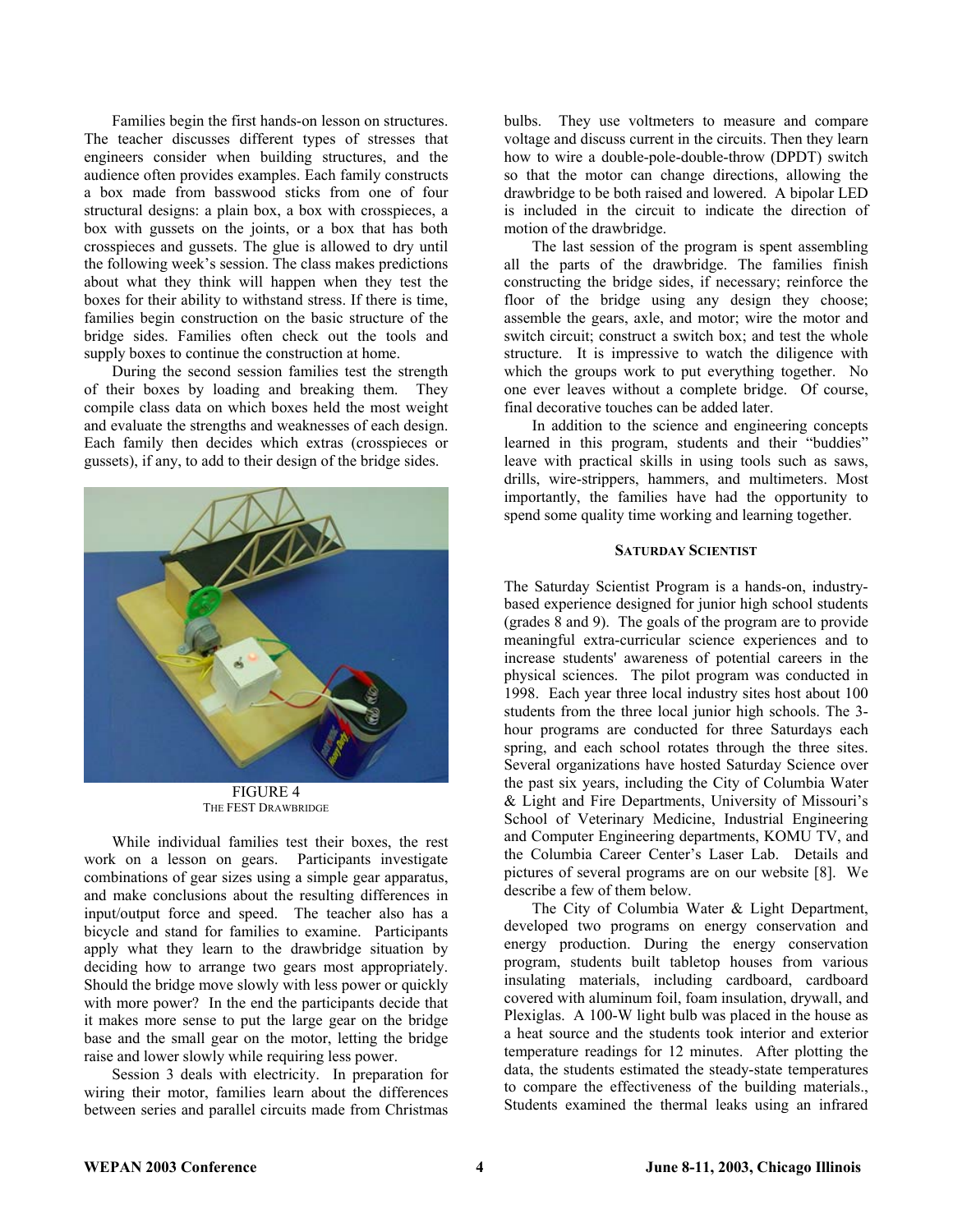Families begin the first hands-on lesson on structures. The teacher discusses different types of stresses that engineers consider when building structures, and the audience often provides examples. Each family constructs a box made from basswood sticks from one of four structural designs: a plain box, a box with crosspieces, a box with gussets on the joints, or a box that has both crosspieces and gussets. The glue is allowed to dry until the following week's session. The class makes predictions about what they think will happen when they test the boxes for their ability to withstand stress. If there is time, families begin construction on the basic structure of the bridge sides. Families often check out the tools and supply boxes to continue the construction at home.

During the second session families test the strength of their boxes by loading and breaking them. They compile class data on which boxes held the most weight and evaluate the strengths and weaknesses of each design. Each family then decides which extras (crosspieces or gussets), if any, to add to their design of the bridge sides.

FIGURE 4
THE FEST DRAWBRIDGE

While individual families test their boxes, the rest work on a lesson on gears. Participants investigate combinations of gear sizes using a simple gear apparatus, and make conclusions about the resulting differences in input/output force and speed. The teacher also has a bicycle and stand for families to examine. Participants apply what they learn to the drawbridge situation by deciding how to arrange two gears most appropriately. Should the bridge move slowly with less power or quickly with more power? In the end the participants decide that it makes more sense to put the large gear on the bridge base and the small gear on the motor, letting the bridge raise and lower slowly while requiring less power.

Session 3 deals with electricity. In preparation for wiring their motor, families learn about the differences between series and parallel circuits made from Christmas bulbs. They use voltmeters to measure and compare voltage and discuss current in the circuits. Then they learn how to wire a double-pole-double-throw (DPDT) switch so that the motor can change directions, allowing the drawbridge to be both raised and lowered. A bipolar LED is included in the circuit to indicate the direction of motion of the drawbridge.

The last session of the program is spent assembling all the parts of the drawbridge. The families finish constructing the bridge sides, if necessary; reinforce the floor of the bridge using any design they choose; assemble the gears, axle, and motor; wire the motor and switch circuit; construct a switch box; and test the whole structure. It is impressive to watch the diligence with which the groups work to put everything together. No one ever leaves without a complete bridge. Of course, final decorative touches can be added later.

In addition to the science and engineering concepts learned in this program, students and their "buddies" leave with practical skills in using tools such as saws, drills, wire-strippers, hammers, and multimeters. Most importantly, the families have had the opportunity to spend some quality time working and learning together.

#### SATURDAY SCIENTIST

The Saturday Scientist Program is a hands-on, industry-based experience designed for junior high school students (grades 8 and 9). The goals of the program are to provide meaningful extra-curricular science experiences and to increase students' awareness of potential careers in the physical sciences. The pilot program was conducted in 1998. Each year three local industry sites host about 100 students from the three local junior high schools. The 3-hour programs are conducted for three Saturdays each spring, and each school rotates through the three sites. Several organizations have hosted Saturday Science over the past six years, including the City of Columbia Water & Light and Fire Departments, University of Missouri's School of Veterinary Medicine, Industrial Engineering and Computer Engineering departments, KOMU TV, and the Columbia Career Center's Laser Lab. Details and pictures of several programs are on our website [8]. We describe a few of them below.

The City of Columbia Water & Light Department, developed two programs on energy conservation and energy production. During the energy conservation program, students built tabletop houses from various insulating materials, including cardboard, cardboard covered with aluminum foil, foam insulation, drywall, and Plexiglas. A 100-W light bulb was placed in the house as a heat source and the students took interior and exterior temperature readings for 12 minutes. After plotting the data, the students estimated the steady-state temperatures to compare the effectiveness of the building materials., Students examined the thermal leaks using an infrared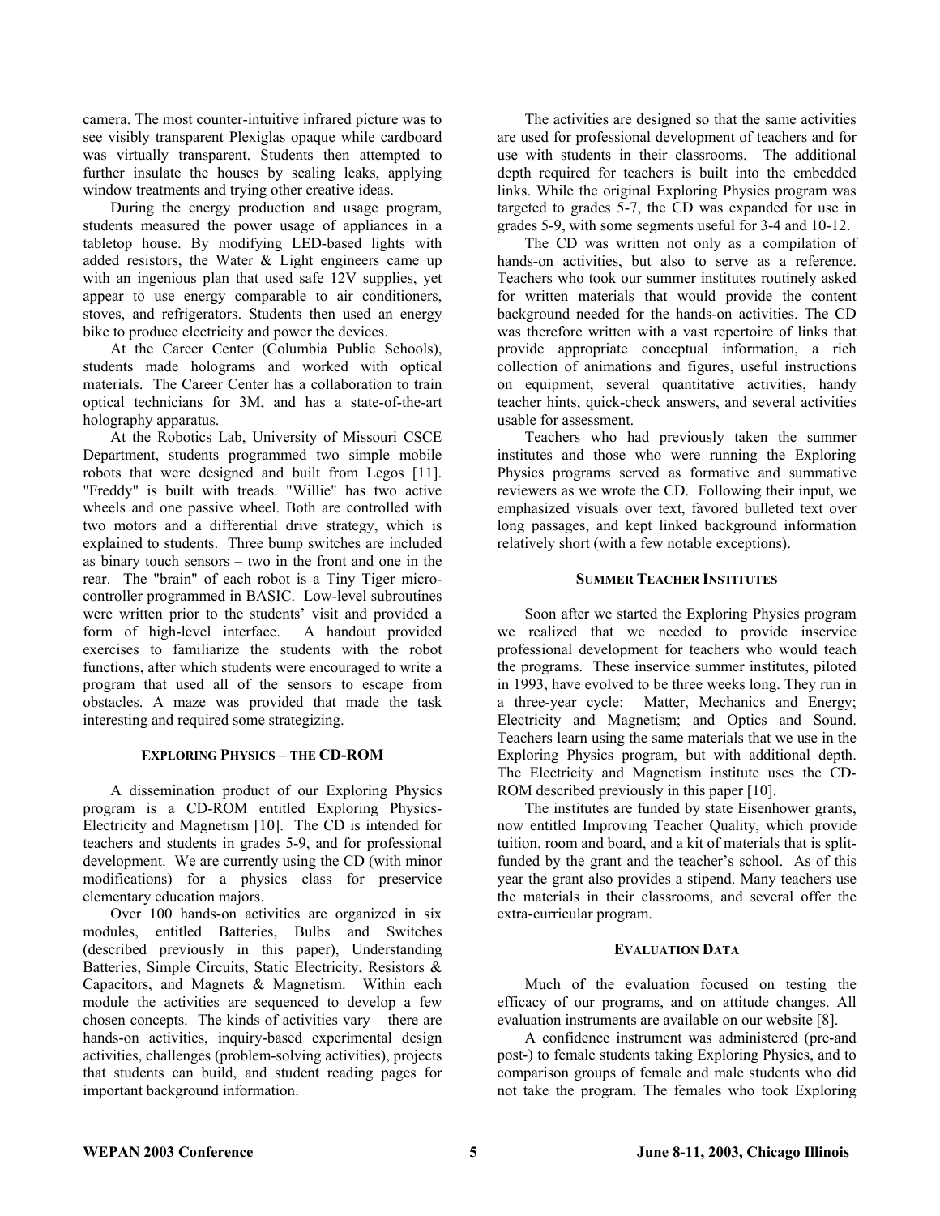camera. The most counter-intuitive infrared picture was to see visibly transparent Plexiglas opaque while cardboard was virtually transparent. Students then attempted to further insulate the houses by sealing leaks, applying window treatments and trying other creative ideas.

During the energy production and usage program, students measured the power usage of appliances in a tabletop house. By modifying LED-based lights with added resistors, the Water & Light engineers came up with an ingenious plan that used safe 12V supplies, yet appear to use energy comparable to air conditioners, stoves, and refrigerators. Students then used an energy bike to produce electricity and power the devices.

At the Career Center (Columbia Public Schools), students made holograms and worked with optical materials. The Career Center has a collaboration to train optical technicians for 3M, and has a state-of-the-art holography apparatus.

At the Robotics Lab, University of Missouri CSCE Department, students programmed two simple mobile robots that were designed and built from Legos [11]. "Freddy" is built with treads. "Willie" has two active wheels and one passive wheel. Both are controlled with two motors and a differential drive strategy, which is explained to students. Three bump switches are included as binary touch sensors – two in the front and one in the rear. The "brain" of each robot is a Tiny Tiger micro-controller programmed in BASIC. Low-level subroutines were written prior to the students' visit and provided a form of high-level interface. A handout provided exercises to familiarize the students with the robot functions, after which students were encouraged to write a program that used all of the sensors to escape from obstacles. A maze was provided that made the task interesting and required some strategizing.

## Exploring Physics – the CD-ROM

A dissemination product of our Exploring Physics program is a CD-ROM entitled Exploring Physics-Electricity and Magnetism [10]. The CD is intended for teachers and students in grades 5-9, and for professional development. We are currently using the CD (with minor modifications) for a physics class for preservice elementary education majors.

Over 100 hands-on activities are organized in six modules, entitled Batteries, Bulbs and Switches (described previously in this paper), Understanding Batteries, Simple Circuits, Static Electricity, Resistors & Capacitors, and Magnets & Magnetism. Within each module the activities are sequenced to develop a few chosen concepts. The kinds of activities vary – there are hands-on activities, inquiry-based experimental design activities, challenges (problem-solving activities), projects that students can build, and student reading pages for important background information.

The activities are designed so that the same activities are used for professional development of teachers and for use with students in their classrooms. The additional depth required for teachers is built into the embedded links. While the original Exploring Physics program was targeted to grades 5-7, the CD was expanded for use in grades 5-9, with some segments useful for 3-4 and 10-12.

The CD was written not only as a compilation of hands-on activities, but also to serve as a reference. Teachers who took our summer institutes routinely asked for written materials that would provide the content background needed for the hands-on activities. The CD was therefore written with a vast repertoire of links that provide appropriate conceptual information, a rich collection of animations and figures, useful instructions on equipment, several quantitative activities, handy teacher hints, quick-check answers, and several activities usable for assessment.

Teachers who had previously taken the summer institutes and those who were running the Exploring Physics programs served as formative and summative reviewers as we wrote the CD. Following their input, we emphasized visuals over text, favored bulleted text over long passages, and kept linked background information relatively short (with a few notable exceptions).

## Summer Teacher Institutes

Soon after we started the Exploring Physics program we realized that we needed to provide inservice professional development for teachers who would teach the programs. These inservice summer institutes, piloted in 1993, have evolved to be three weeks long. They run in a three-year cycle: Matter, Mechanics and Energy; Electricity and Magnetism; and Optics and Sound. Teachers learn using the same materials that we use in the Exploring Physics program, but with additional depth. The Electricity and Magnetism institute uses the CD-ROM described previously in this paper [10].

The institutes are funded by state Eisenhower grants, now entitled Improving Teacher Quality, which provide tuition, room and board, and a kit of materials that is split-funded by the grant and the teacher's school. As of this year the grant also provides a stipend. Many teachers use the materials in their classrooms, and several offer the extra-curricular program.

## Evaluation Data

Much of the evaluation focused on testing the efficacy of our programs, and on attitude changes. All evaluation instruments are available on our website [8].

A confidence instrument was administered (pre-and post-) to female students taking Exploring Physics, and to comparison groups of female and male students who did not take the program. The females who took Exploring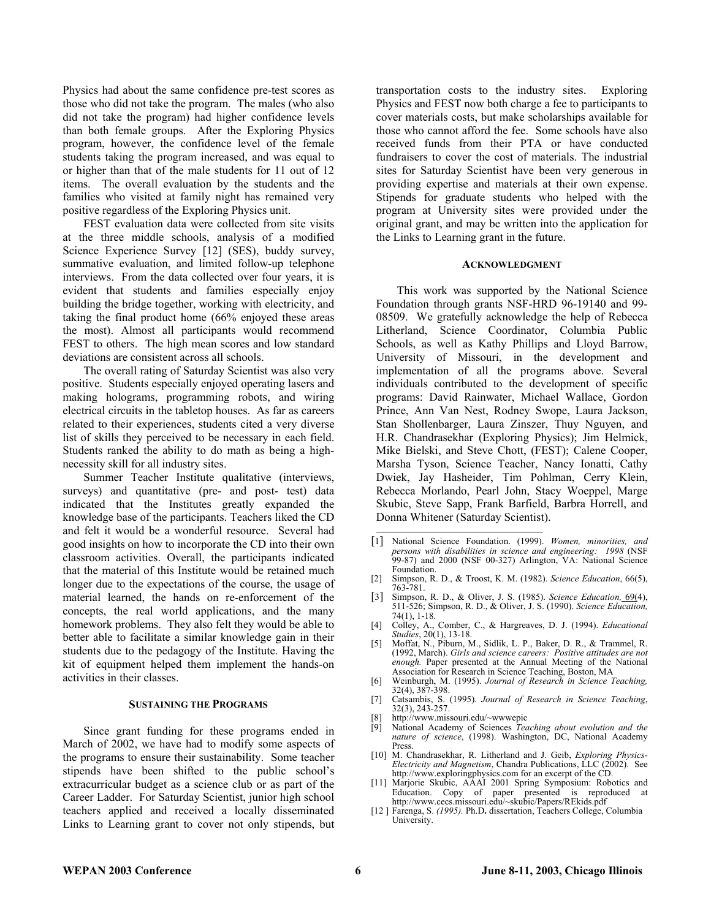Physics had about the same confidence pre-test scores as those who did not take the program. The males (who also did not take the program) had higher confidence levels than both female groups. After the Exploring Physics program, however, the confidence level of the female students taking the program increased, and was equal to or higher than that of the male students for 11 out of 12 items. The overall evaluation by the students and the families who visited at family night has remained very positive regardless of the Exploring Physics unit.

FEST evaluation data were collected from site visits at the three middle schools, analysis of a modified Science Experience Survey [12] (SES), buddy survey, summative evaluation, and limited follow-up telephone interviews. From the data collected over four years, it is evident that students and families especially enjoy building the bridge together, working with electricity, and taking the final product home (66% enjoyed these areas the most). Almost all participants would recommend FEST to others. The high mean scores and low standard deviations are consistent across all schools.

The overall rating of Saturday Scientist was also very positive. Students especially enjoyed operating lasers and making holograms, programming robots, and wiring electrical circuits in the tabletop houses. As far as careers related to their experiences, students cited a very diverse list of skills they perceived to be necessary in each field. Students ranked the ability to do math as being a high-necessity skill for all industry sites.

Summer Teacher Institute qualitative (interviews, surveys) and quantitative (pre- and post- test) data indicated that the Institutes greatly expanded the knowledge base of the participants. Teachers liked the CD and felt it would be a wonderful resource. Several had good insights on how to incorporate the CD into their own classroom activities. Overall, the participants indicated that the material of this Institute would be retained much longer due to the expectations of the course, the usage of material learned, the hands on re-enforcement of the concepts, the real world applications, and the many homework problems. They also felt they would be able to better able to facilitate a similar knowledge gain in their students due to the pedagogy of the Institute. Having the kit of equipment helped them implement the hands-on activities in their classes.

## SUSTAINING THE PROGRAMS

Since grant funding for these programs ended in March of 2002, we have had to modify some aspects of the programs to ensure their sustainability. Some teacher stipends have been shifted to the public school's extracurricular budget as a science club or as part of the Career Ladder. For Saturday Scientist, junior high school teachers applied and received a locally disseminated Links to Learning grant to cover not only stipends, but transportation costs to the industry sites. Exploring Physics and FEST now both charge a fee to participants to cover materials costs, but make scholarships available for those who cannot afford the fee. Some schools have also received funds from their PTA or have conducted fundraisers to cover the cost of materials. The industrial sites for Saturday Scientist have been very generous in providing expertise and materials at their own expense. Stipends for graduate students who helped with the program at University sites were provided under the original grant, and may be written into the application for the Links to Learning grant in the future.

## ACKNOWLEDGMENT

This work was supported by the National Science Foundation through grants NSF-HRD 96-19140 and 99-08509. We gratefully acknowledge the help of Rebecca Litherland, Science Coordinator, Columbia Public Schools, as well as Kathy Phillips and Lloyd Barrow, University of Missouri, in the development and implementation of all the programs above. Several individuals contributed to the development of specific programs: David Rainwater, Michael Wallace, Gordon Prince, Ann Van Nest, Rodney Swope, Laura Jackson, Stan Shollenbarger, Laura Zinszer, Thuy Nguyen, and H.R. Chandrasekhar (Exploring Physics); Jim Helmick, Mike Bielski, and Steve Chott, (FEST); Calene Cooper, Marsha Tyson, Science Teacher, Nancy Ionatti, Cathy Dwiek, Jay Hasheider, Tim Pohlman, Cerry Klein, Rebecca Morlando, Pearl John, Stacy Woeppel, Marge Skubic, Steve Sapp, Frank Barfield, Barbra Horrell, and Donna Whitener (Saturday Scientist).

---

[1] National Science Foundation. (1999). *Women, minorities, and persons with disabilities in science and engineering: 1998* (NSF 99-87) and 2000 (NSF 00-327) Arlington, VA: National Science Foundation.

[2] Simpson, R. D., & Troost, K. M. (1982). *Science Education*, 66(5), 763-781.

[3] Simpson, R. D., & Oliver, J. S. (1985). *Science Education,* 69(4), 511-526; Simpson, R. D., & Oliver, J. S. (1990). *Science Education,* 74(1), 1-18.

[4] Colley, A., Comber, C., & Hargreaves, D. J. (1994). *Educational Studies*, 20(1), 13-18.

[5] Moffat, N., Piburn, M., Sidlik, L. P., Baker, D. R., & Trammel, R. (1992, March). *Girls and science careers: Positive attitudes are not enough.* Paper presented at the Annual Meeting of the National Association for Research in Science Teaching, Boston, MA

[6] Weinburgh, M. (1995). *Journal of Research in Science Teaching,* 32(4), 387-398.

[7] Catsambis, S. (1995). *Journal of Research in Science Teaching*, 32(3), 243-257.

[8] http://www.missouri.edu/~wwwepic

[9] National Academy of Sciences *Teaching about evolution and the nature of science*, (1998). Washington, DC, National Academy Press.

[10] M. Chandrasekhar, R. Litherland and J. Geib, *Exploring Physics-Electricity and Magnetism*, Chandra Publications, LLC (2002). See http://www.exploringphysics.com for an excerpt of the CD.

[11] Marjorie Skubic, AAAI 2001 Spring Symposium: Robotics and Education. Copy of paper presented is reproduced at http://www.cecs.missouri.edu/~skubic/Papers/REkids.pdf

[12] Farenga, S. *(1995).* Ph.D**.** dissertation, Teachers College, Columbia University.